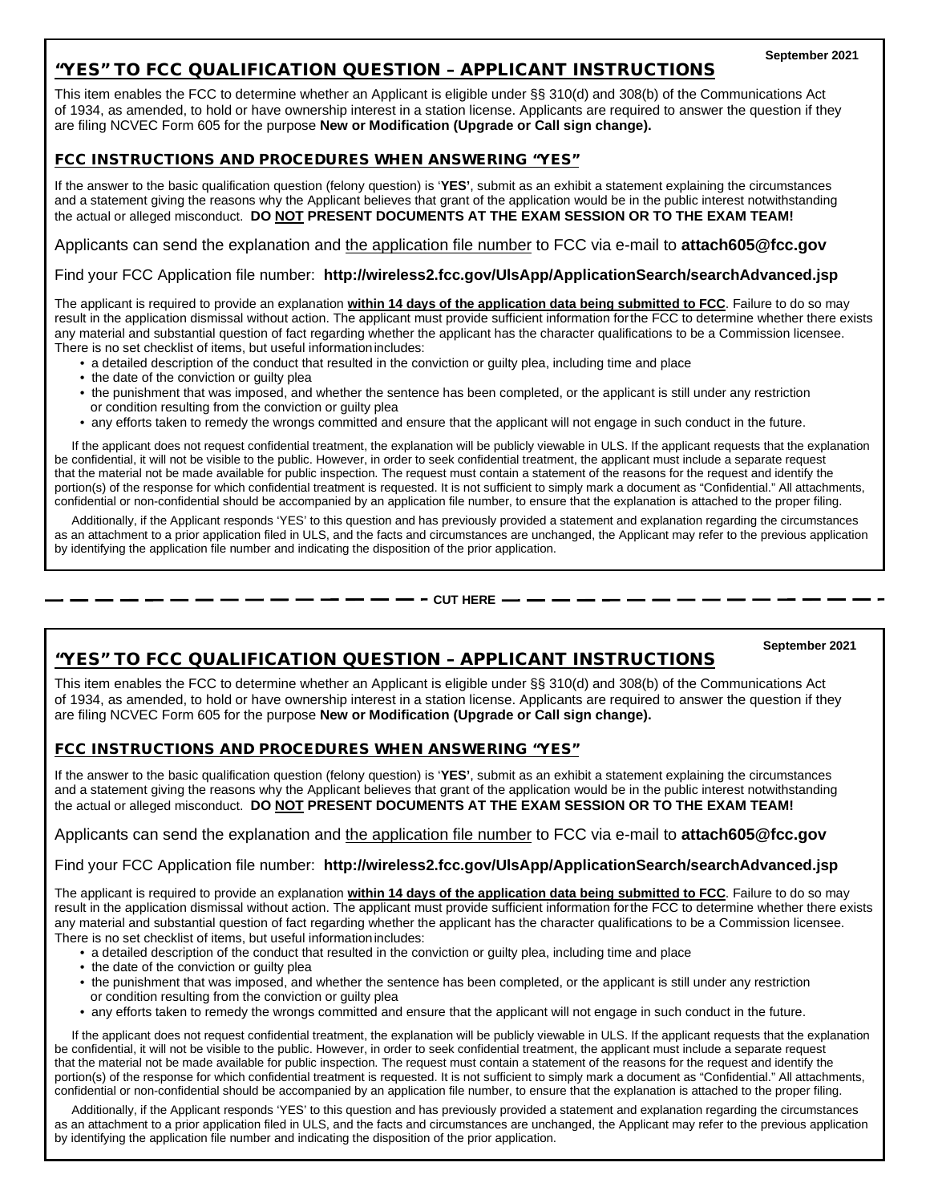September 2021

## "YES" TO FCC QUALIFICATION QUESTION – APPLICANT INSTRUCTIONS

This item enables the FCC to determine whether an Applicant is eligible under §§ 310(d) and 308(b) of the Communications Act of 1934, as amended, to hold or have ownership interest in a station license. Applicants are required to answer the question if they are filing NCVEC Form 605 for the purpose **New or Modification (Upgrade or Call sign change).**

### FCC INSTRUCTIONS AND PROCEDURES WHEN ANSWERING "YES"

If the answer to the basic qualification question (felony question) is '**YES**', submit as an exhibit a statement explaining the circumstances and a statement giving the reasons why the Applicant believes that grant of the application would be in the public interest notwithstanding the actual or alleged misconduct. **DO NOT PRESENT DOCUMENTS AT THE EXAM SESSION OR TO THE EXAM TEAM!**

Applicants can send the explanation and the application file number to FCC via e-mail to **attach605@fcc.gov**

Find your FCC Application file number: **http://wireless2.fcc.gov/UlsApp/ApplicationSearch/searchAdvanced.jsp**

The applicant is required to provide an explanation **within 14 days of the application data being submitted to FCC**. Failure to do so may result in the application dismissal without action. The applicant must provide sufficient information for the FCC to determine whether there exists any material and substantial question of fact regarding whether the applicant has the character qualifications to be a Commission licensee. There is no set checklist of items, but useful information includes:

- a detailed description of the conduct that resulted in the conviction or guilty plea, including time and place
- the date of the conviction or guilty plea
- the punishment that was imposed, and whether the sentence has been completed, or the applicant is still under any restriction or condition resulting from the conviction or guilty plea
- any efforts taken to remedy the wrongs committed and ensure that the applicant will not engage in such conduct in the future.

If the applicant does not request confidential treatment, the explanation will be publicly viewable in ULS. If the applicant requests that the explanation be confidential, it will not be visible to the public. However, in order to seek confidential treatment, the applicant must include a separate request that the material not be made available for public inspection. The request must contain a statement of the reasons for the request and identify the portion(s) of the response for which confidential treatment is requested. It is not sufficient to simply mark a document as "Confidential." All attachments, confidential or non-confidential should be accompanied by an application file number, to ensure that the explanation is attached to the proper filing.

Additionally, if the Applicant responds 'YES' to this question and has previously provided a statement and explanation regarding the circumstances as an attachment to a prior application filed in ULS, and the facts and circumstances are unchanged, the Applicant may refer to the previous application by identifying the application file number and indicating the disposition of the prior application.

— — — — — — — — CUT HERE — — — — — — — —

September 2021

## "YES" TO FCC QUALIFICATION QUESTION – APPLICANT INSTRUCTIONS

This item enables the FCC to determine whether an Applicant is eligible under §§ 310(d) and 308(b) of the Communications Act of 1934, as amended, to hold or have ownership interest in a station license. Applicants are required to answer the question if they are filing NCVEC Form 605 for the purpose **New or Modification (Upgrade or Call sign change).**

### FCC INSTRUCTIONS AND PROCEDURES WHEN ANSWERING "YES"

If the answer to the basic qualification question (felony question) is '**YES**', submit as an exhibit a statement explaining the circumstances and a statement giving the reasons why the Applicant believes that grant of the application would be in the public interest notwithstanding the actual or alleged misconduct. **DO NOT PRESENT DOCUMENTS AT THE EXAM SESSION OR TO THE EXAM TEAM!**

Applicants can send the explanation and the application file number to FCC via e-mail to **attach605@fcc.gov**

Find your FCC Application file number: **http://wireless2.fcc.gov/UlsApp/ApplicationSearch/searchAdvanced.jsp**

The applicant is required to provide an explanation **within 14 days of the application data being submitted to FCC**. Failure to do so may result in the application dismissal without action. The applicant must provide sufficient information for the FCC to determine whether there exists any material and substantial question of fact regarding whether the applicant has the character qualifications to be a Commission licensee. There is no set checklist of items, but useful information includes:

- a detailed description of the conduct that resulted in the conviction or guilty plea, including time and place
- the date of the conviction or guilty plea
- the punishment that was imposed, and whether the sentence has been completed, or the applicant is still under any restriction or condition resulting from the conviction or guilty plea
- any efforts taken to remedy the wrongs committed and ensure that the applicant will not engage in such conduct in the future.

If the applicant does not request confidential treatment, the explanation will be publicly viewable in ULS. If the applicant requests that the explanation be confidential, it will not be visible to the public. However, in order to seek confidential treatment, the applicant must include a separate request that the material not be made available for public inspection. The request must contain a statement of the reasons for the request and identify the portion(s) of the response for which confidential treatment is requested. It is not sufficient to simply mark a document as "Confidential." All attachments, confidential or non-confidential should be accompanied by an application file number, to ensure that the explanation is attached to the proper filing.

Additionally, if the Applicant responds 'YES' to this question and has previously provided a statement and explanation regarding the circumstances as an attachment to a prior application filed in ULS, and the facts and circumstances are unchanged, the Applicant may refer to the previous application by identifying the application file number and indicating the disposition of the prior application.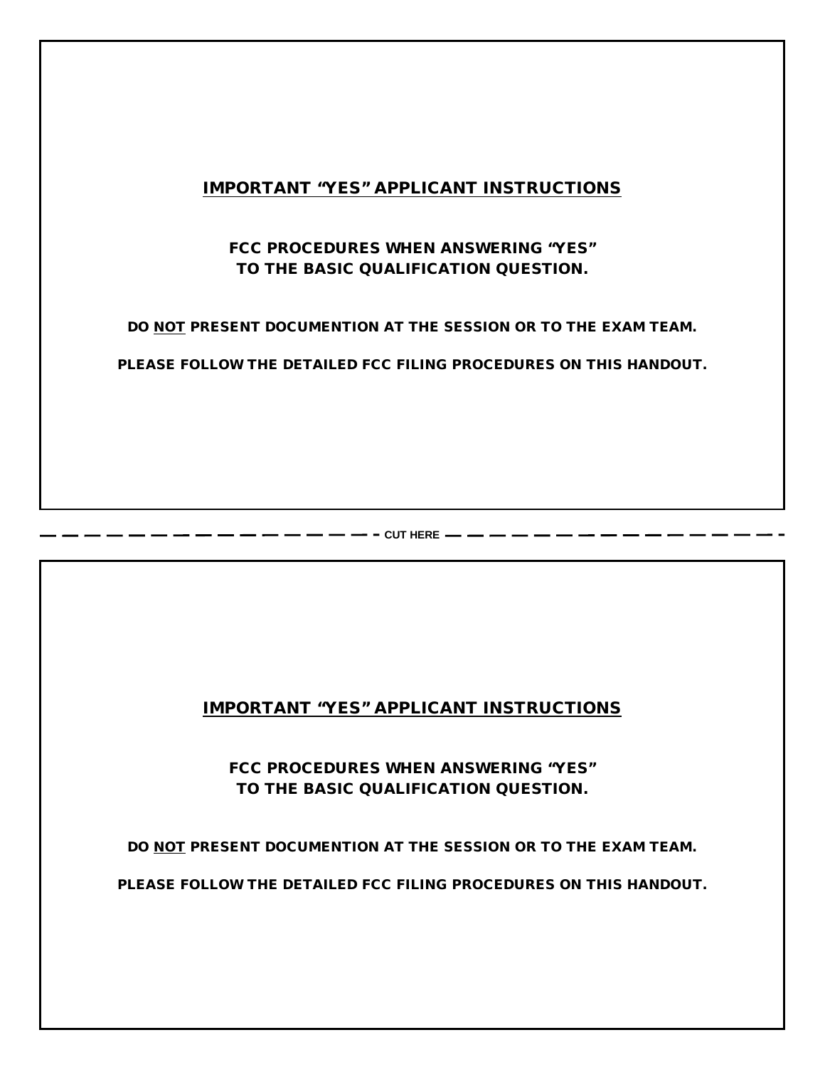## IMPORTANT “YES” APPLICANT INSTRUCTIONS

**FCC PROCEDURES WHEN ANSWERING “YES”
TO THE BASIC QUALIFICATION QUESTION.**

**DO NOT PRESENT DOCUMENTION AT THE SESSION OR TO THE EXAM TEAM.**

**PLEASE FOLLOW THE DETAILED FCC FILING PROCEDURES ON THIS HANDOUT.**

— — — — — — — — — — — — — — — — — - CUT HERE — — — — — — — — — — — — — — — — — -

## IMPORTANT “YES” APPLICANT INSTRUCTIONS

**FCC PROCEDURES WHEN ANSWERING “YES”
TO THE BASIC QUALIFICATION QUESTION.**

**DO NOT PRESENT DOCUMENTION AT THE SESSION OR TO THE EXAM TEAM.**

**PLEASE FOLLOW THE DETAILED FCC FILING PROCEDURES ON THIS HANDOUT.**